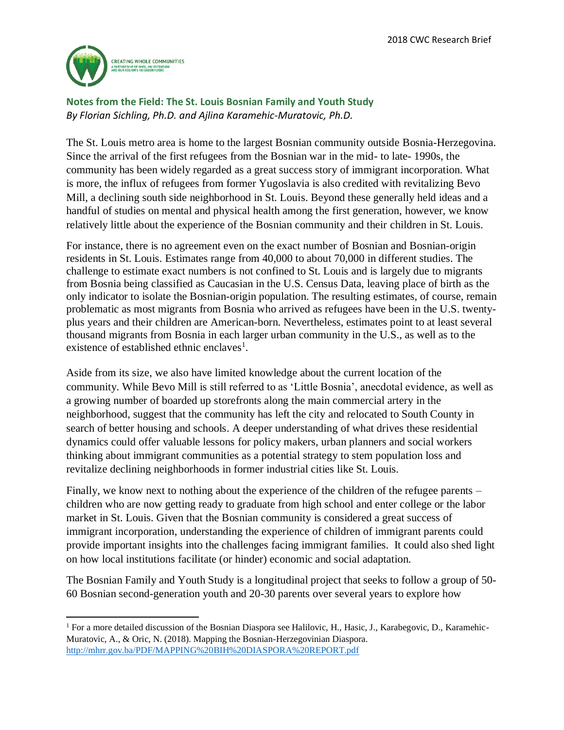## Notes from the Field: The St. Louis Bosnian Family and Youth Study

*By Florian Sichling, Ph.D. and Ajlina Karamehic-Muratovic, Ph.D.*

The St. Louis metro area is home to the largest Bosnian community outside Bosnia-Herzegovina. Since the arrival of the first refugees from the Bosnian war in the mid- to late- 1990s, the community has been widely regarded as a great success story of immigrant incorporation. What is more, the influx of refugees from former Yugoslavia is also credited with revitalizing Bevo Mill, a declining south side neighborhood in St. Louis. Beyond these generally held ideas and a handful of studies on mental and physical health among the first generation, however, we know relatively little about the experience of the Bosnian community and their children in St. Louis.

For instance, there is no agreement even on the exact number of Bosnian and Bosnian-origin residents in St. Louis. Estimates range from 40,000 to about 70,000 in different studies. The challenge to estimate exact numbers is not confined to St. Louis and is largely due to migrants from Bosnia being classified as Caucasian in the U.S. Census Data, leaving place of birth as the only indicator to isolate the Bosnian-origin population. The resulting estimates, of course, remain problematic as most migrants from Bosnia who arrived as refugees have been in the U.S. twenty-plus years and their children are American-born. Nevertheless, estimates point to at least several thousand migrants from Bosnia in each larger urban community in the U.S., as well as to the existence of established ethnic enclaves[1].

Aside from its size, we also have limited knowledge about the current location of the community. While Bevo Mill is still referred to as 'Little Bosnia', anecdotal evidence, as well as a growing number of boarded up storefronts along the main commercial artery in the neighborhood, suggest that the community has left the city and relocated to South County in search of better housing and schools. A deeper understanding of what drives these residential dynamics could offer valuable lessons for policy makers, urban planners and social workers thinking about immigrant communities as a potential strategy to stem population loss and revitalize declining neighborhoods in former industrial cities like St. Louis.

Finally, we know next to nothing about the experience of the children of the refugee parents – children who are now getting ready to graduate from high school and enter college or the labor market in St. Louis. Given that the Bosnian community is considered a great success of immigrant incorporation, understanding the experience of children of immigrant parents could provide important insights into the challenges facing immigrant families. It could also shed light on how local institutions facilitate (or hinder) economic and social adaptation.

The Bosnian Family and Youth Study is a longitudinal project that seeks to follow a group of 50-60 Bosnian second-generation youth and 20-30 parents over several years to explore how

---

[1] For a more detailed discussion of the Bosnian Diaspora see Halilovic, H., Hasic, J., Karabegovic, D., Karamehic-Muratovic, A., & Oric, N. (2018). Mapping the Bosnian-Herzegovinian Diaspora. http://mhrr.gov.ba/PDF/MAPPING%20BIH%20DIASPORA%20REPORT.pdf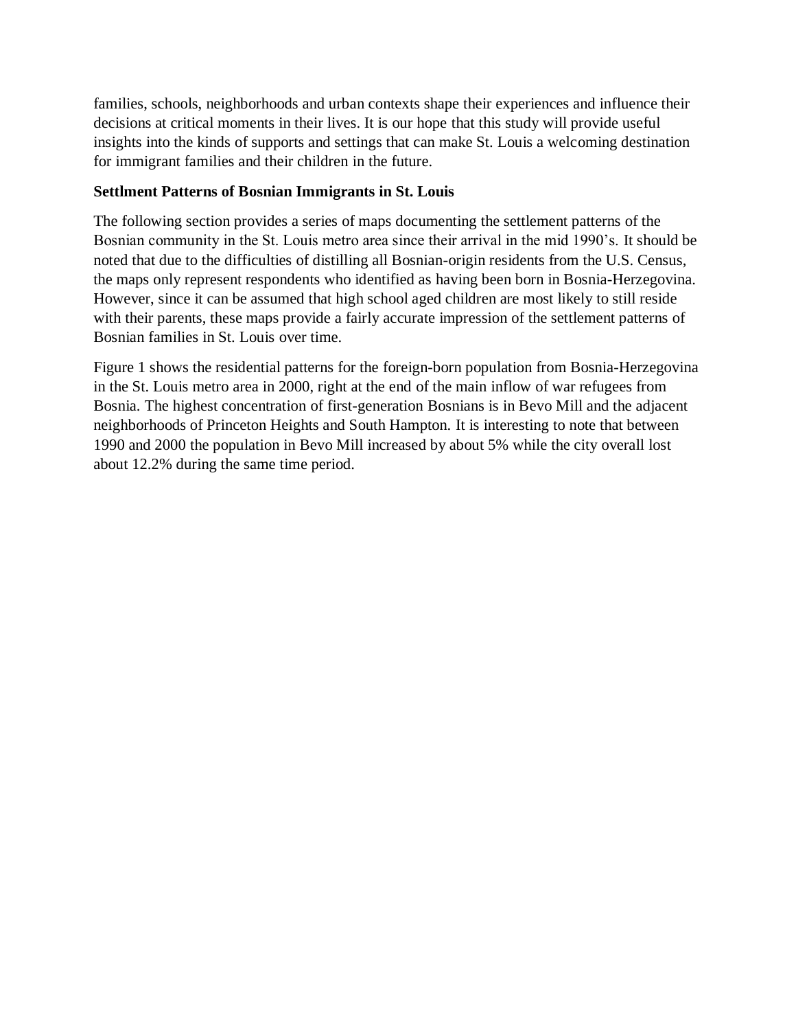families, schools, neighborhoods and urban contexts shape their experiences and influence their decisions at critical moments in their lives. It is our hope that this study will provide useful insights into the kinds of supports and settings that can make St. Louis a welcoming destination for immigrant families and their children in the future.

**Settlment Patterns of Bosnian Immigrants in St. Louis**

The following section provides a series of maps documenting the settlement patterns of the Bosnian community in the St. Louis metro area since their arrival in the mid 1990's. It should be noted that due to the difficulties of distilling all Bosnian-origin residents from the U.S. Census, the maps only represent respondents who identified as having been born in Bosnia-Herzegovina. However, since it can be assumed that high school aged children are most likely to still reside with their parents, these maps provide a fairly accurate impression of the settlement patterns of Bosnian families in St. Louis over time.

Figure 1 shows the residential patterns for the foreign-born population from Bosnia-Herzegovina in the St. Louis metro area in 2000, right at the end of the main inflow of war refugees from Bosnia. The highest concentration of first-generation Bosnians is in Bevo Mill and the adjacent neighborhoods of Princeton Heights and South Hampton. It is interesting to note that between 1990 and 2000 the population in Bevo Mill increased by about 5% while the city overall lost about 12.2% during the same time period.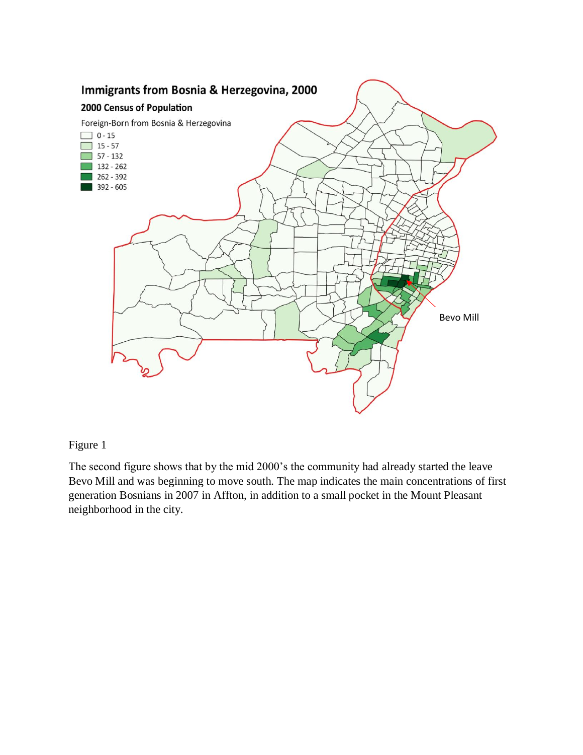Figure 1

The second figure shows that by the mid 2000's the community had already started the leave Bevo Mill and was beginning to move south. The map indicates the main concentrations of first generation Bosnians in 2007 in Affton, in addition to a small pocket in the Mount Pleasant neighborhood in the city.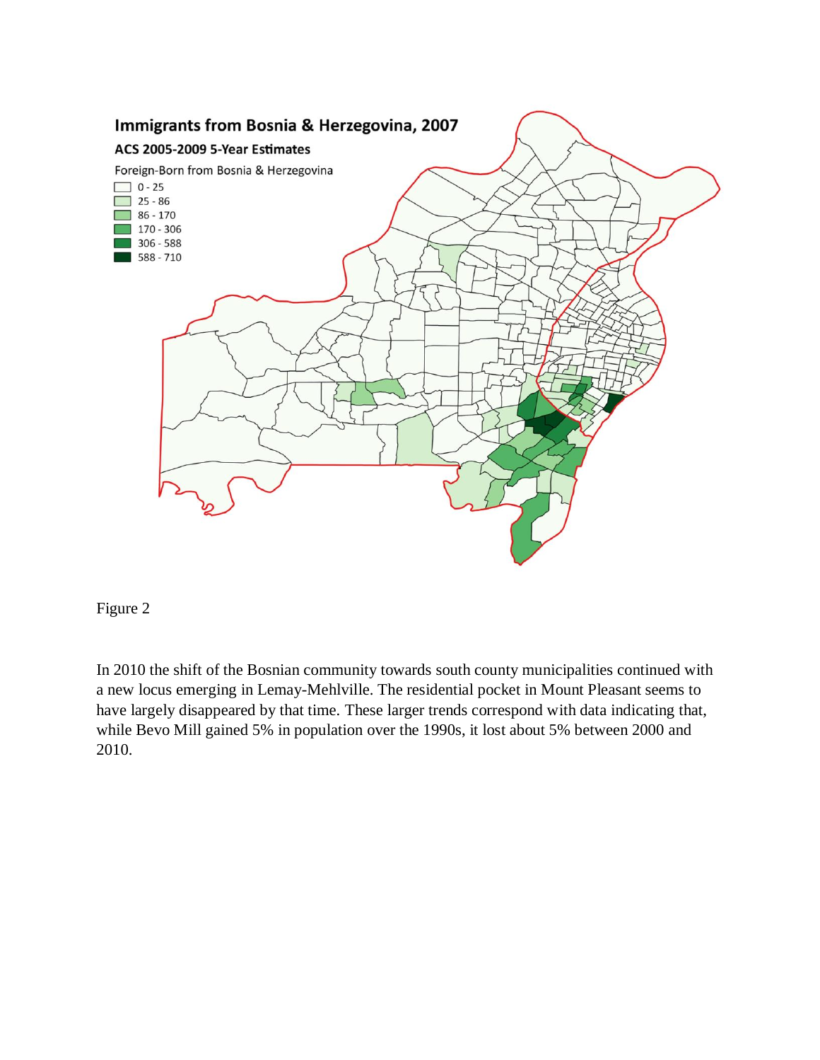**Immigrants from Bosnia & Herzegovina, 2007**

**ACS 2005-2009 5-Year Estimates**

Foreign-Born from Bosnia & Herzegovina

- 0 - 25
- 25 - 86
- 86 - 170
- 170 - 306
- 306 - 588
- 588 - 710

Figure 2

In 2010 the shift of the Bosnian community towards south county municipalities continued with a new locus emerging in Lemay-Mehlville. The residential pocket in Mount Pleasant seems to have largely disappeared by that time. These larger trends correspond with data indicating that, while Bevo Mill gained 5% in population over the 1990s, it lost about 5% between 2000 and 2010.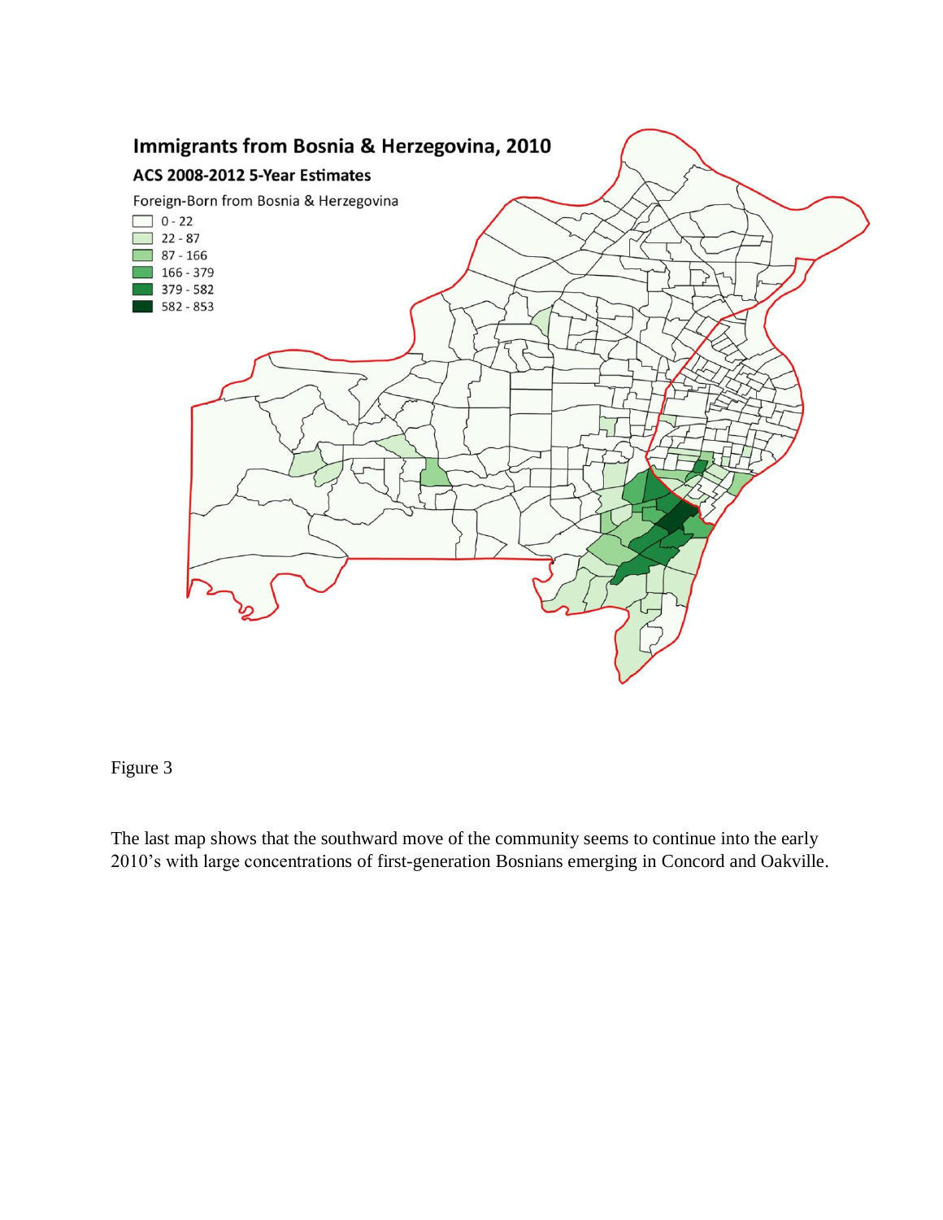**Immigrants from Bosnia & Herzegovina, 2010**

**ACS 2008-2012 5-Year Estimates**

Foreign-Born from Bosnia & Herzegovina

- 0 - 22
- 22 - 87
- 87 - 166
- 166 - 379
- 379 - 582
- 582 - 853

Figure 3

The last map shows that the southward move of the community seems to continue into the early 2010's with large concentrations of first-generation Bosnians emerging in Concord and Oakville.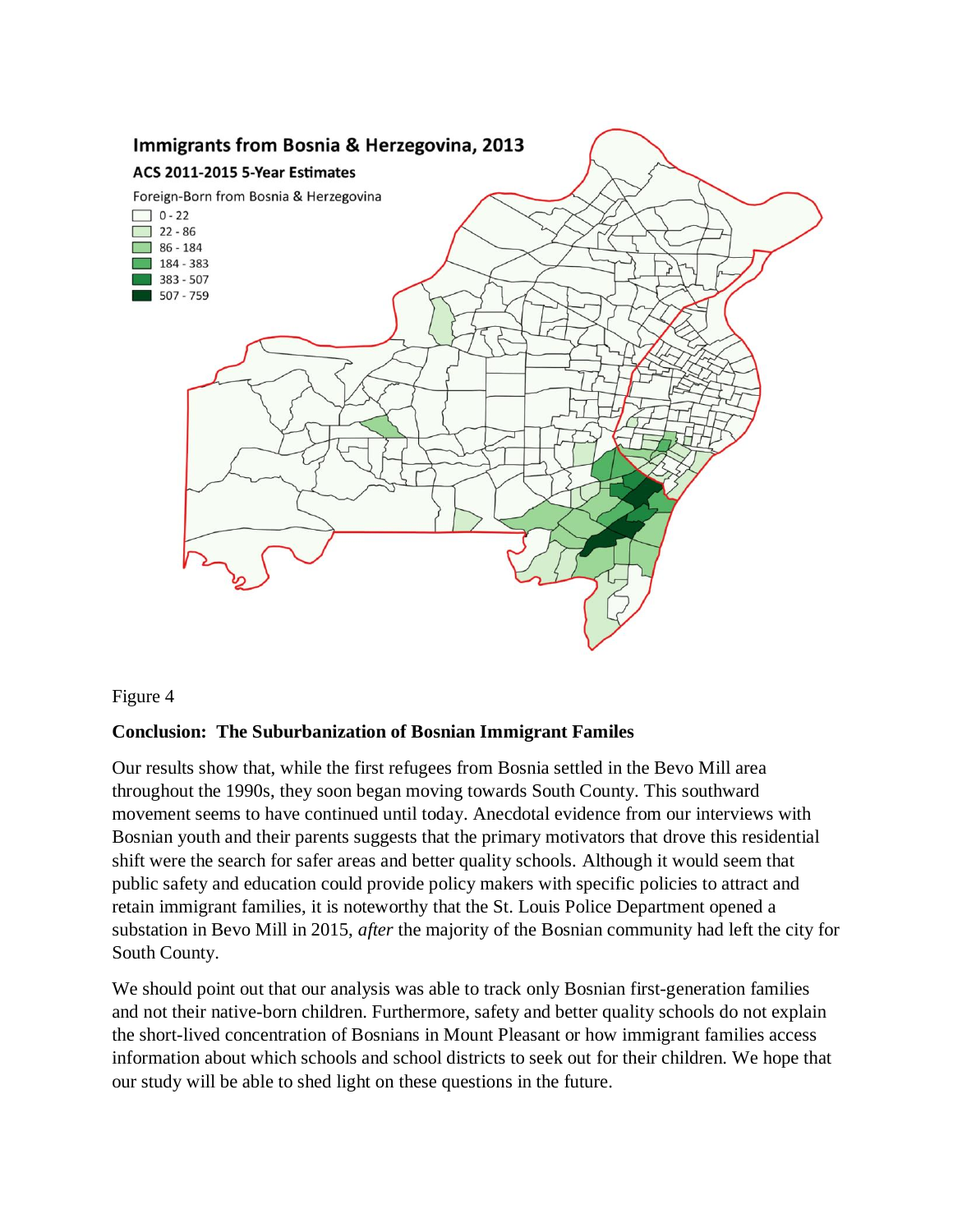Immigrants from Bosnia & Herzegovina, 2013

ACS 2011-2015 5-Year Estimates

Foreign-Born from Bosnia & Herzegovina

- 0 - 22
- 22 - 86
- 86 - 184
- 184 - 383
- 383 - 507
- 507 - 759

Figure 4

**Conclusion: The Suburbanization of Bosnian Immigrant Familes**

Our results show that, while the first refugees from Bosnia settled in the Bevo Mill area throughout the 1990s, they soon began moving towards South County. This southward movement seems to have continued until today. Anecdotal evidence from our interviews with Bosnian youth and their parents suggests that the primary motivators that drove this residential shift were the search for safer areas and better quality schools. Although it would seem that public safety and education could provide policy makers with specific policies to attract and retain immigrant families, it is noteworthy that the St. Louis Police Department opened a substation in Bevo Mill in 2015, *after* the majority of the Bosnian community had left the city for South County.

We should point out that our analysis was able to track only Bosnian first-generation families and not their native-born children. Furthermore, safety and better quality schools do not explain the short-lived concentration of Bosnians in Mount Pleasant or how immigrant families access information about which schools and school districts to seek out for their children. We hope that our study will be able to shed light on these questions in the future.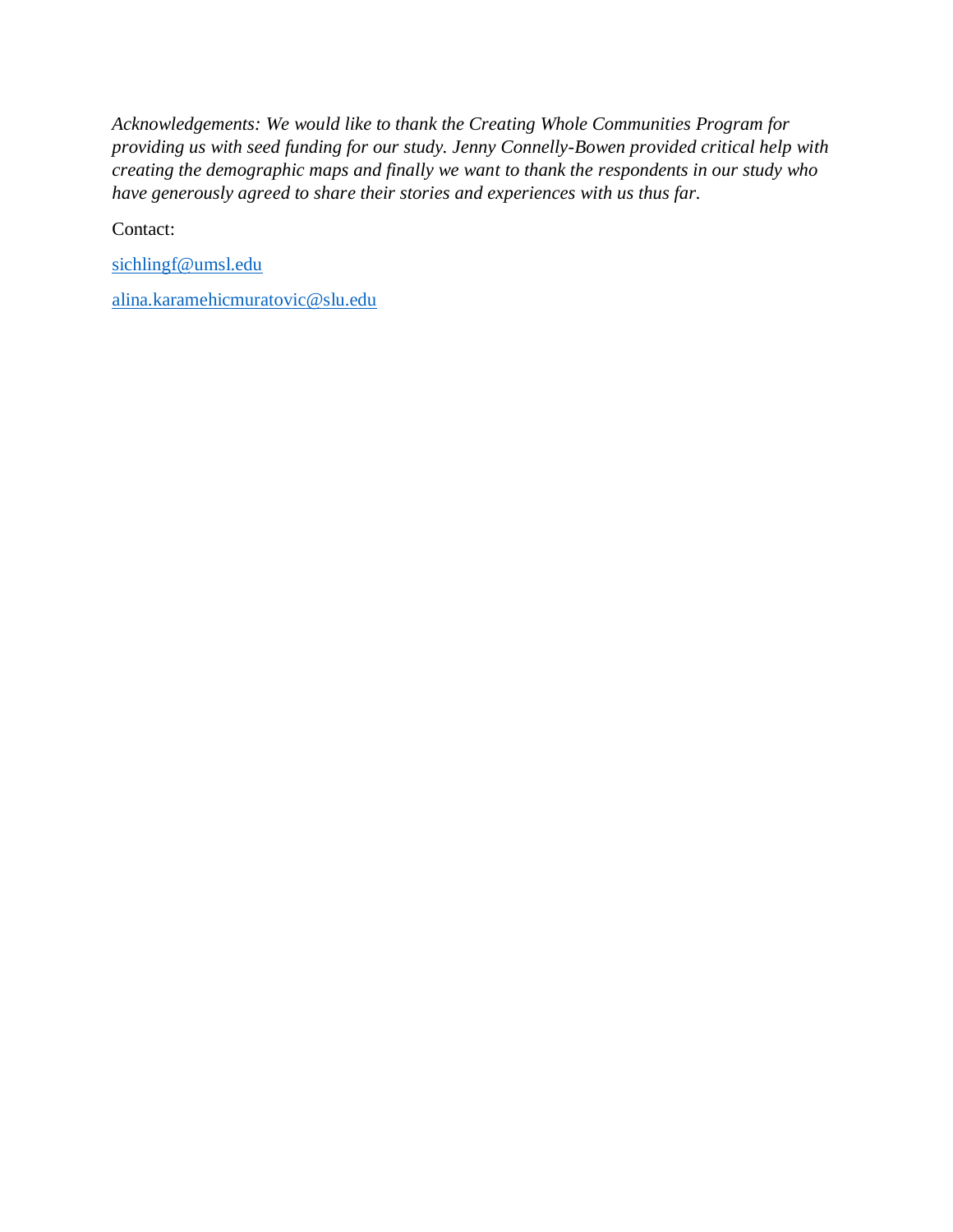*Acknowledgements: We would like to thank the Creating Whole Communities Program for providing us with seed funding for our study. Jenny Connelly-Bowen provided critical help with creating the demographic maps and finally we want to thank the respondents in our study who have generously agreed to share their stories and experiences with us thus far.*

Contact:

sichlingf@umsl.edu

alina.karamehicmuratovic@slu.edu